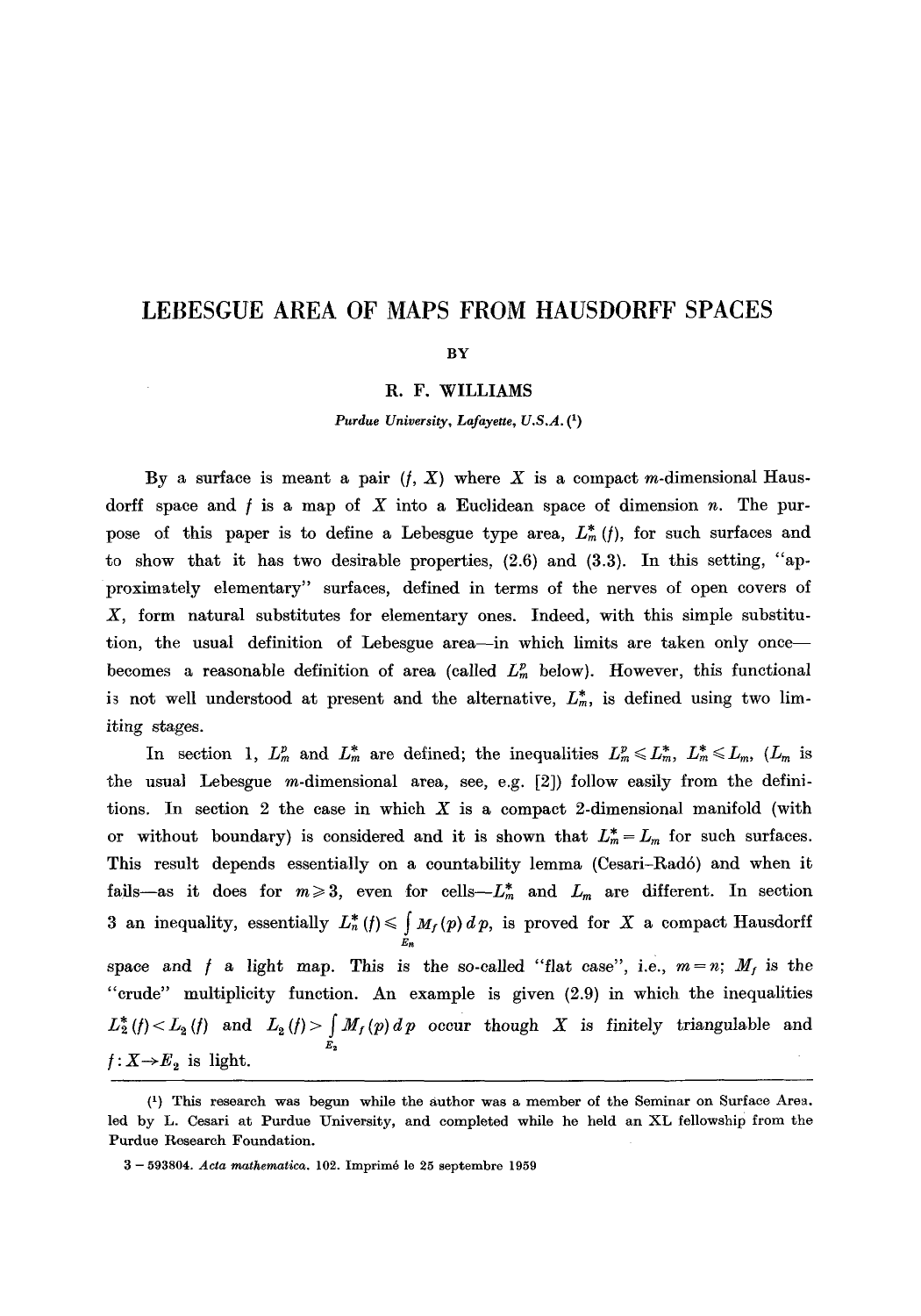# LEBESGUE AREA OF MAPS FROM HAUSDORFF SPACES

BY

R. F. WILLIAMS

*Purdue University, Lafayette, U.S.A.* [1]

By a surface is meant a pair $(f, X)$ where $X$ is a compact $m$-dimensional Hausdorff space and $f$ is a map of $X$ into a Euclidean space of dimension $n$. The purpose of this paper is to define a Lebesgue type area, $L_m^*(f)$, for such surfaces and to show that it has two desirable properties, (2.6) and (3.3). In this setting, "approximately elementary" surfaces, defined in terms of the nerves of open covers of $X$, form natural substitutes for elementary ones. Indeed, with this simple substitution, the usual definition of Lebesgue area—in which limits are taken only once—becomes a reasonable definition of area (called $L_m^p$ below). However, this functional is not well understood at present and the alternative, $L_m^*$, is defined using two limiting stages.

In section 1, $L_m^p$ and $L_m^*$ are defined; the inequalities $L_m^p \leqslant L_m^*$, $L_m^* \leqslant L_m$, ($L_m$ is the usual Lebesgue $m$-dimensional area, see, e.g. [2]) follow easily from the definitions. In section 2 the case in which $X$ is a compact 2-dimensional manifold (with or without boundary) is considered and it is shown that $L_m^* = L_m$ for such surfaces. This result depends essentially on a countability lemma (Cesari-Radó) and when it fails—as it does for $m \geqslant 3$, even for cells—$L_m^*$ and $L_m$ are different. In section 3 an inequality, essentially $L_n^*(f) \leqslant \int_{E_n} M_f(p)\,dp$, is proved for $X$ a compact Hausdorff space and $f$ a light map. This is the so-called "flat case", i.e., $m = n$; $M_f$ is the "crude" multiplicity function. An example is given (2.9) in which the inequalities $L_2^*(f) < L_2(f)$ and $L_2(f) > \int_{E_2} M_f(p)\,dp$ occur though $X$ is finitely triangulable and $f: X \to E_2$ is light.

---

[1] This research was begun while the author was a member of the Seminar on Surface Area led by L. Cesari at Purdue University, and completed while he held an XL fellowship from the Purdue Research Foundation.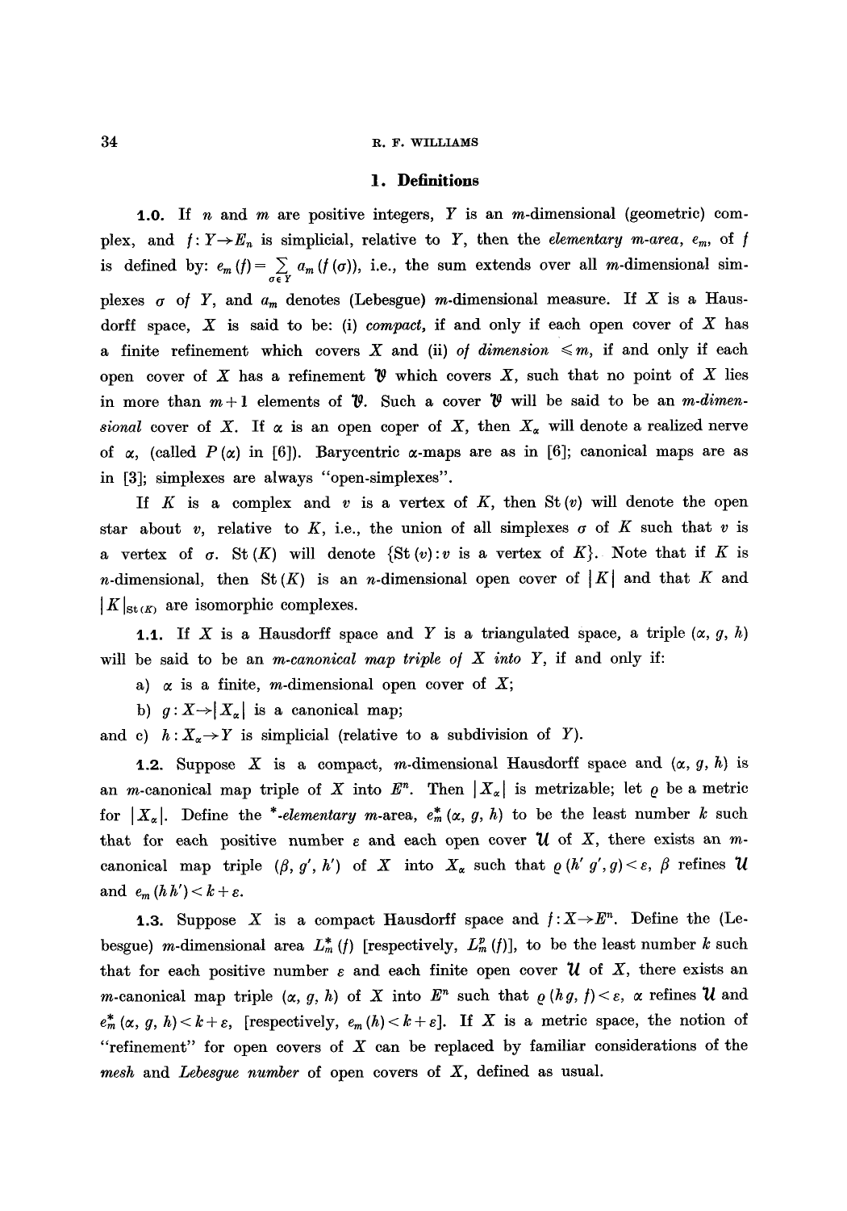## 1. Definitions

**1.0.** If $n$ and $m$ are positive integers, $Y$ is an $m$-dimensional (geometric) complex, and $f: Y \to E_n$ is simplicial, relative to $Y$, then the *elementary m-area*, $e_m$, of $f$ is defined by: $e_m(f) = \sum_{\sigma \in Y} a_m(f(\sigma))$, i.e., the sum extends over all $m$-dimensional simplexes $\sigma$ of $Y$, and $a_m$ denotes (Lebesgue) $m$-dimensional measure. If $X$ is a Hausdorff space, $X$ is said to be: (i) *compact*, if and only if each open cover of $X$ has a finite refinement which covers $X$ and (ii) *of dimension* $\leqslant m$, if and only if each open cover of $X$ has a refinement $\mathcal{V}$ which covers $X$, such that no point of $X$ lies in more than $m+1$ elements of $\mathcal{V}$. Such a cover $\mathcal{V}$ will be said to be an *m-dimensional* cover of $X$. If $\alpha$ is an open coper of $X$, then $X_\alpha$ will denote a realized nerve of $\alpha$, (called $P(\alpha)$ in [6]). Barycentric $\alpha$-maps are as in [6]; canonical maps are as in [3]; simplexes are always "open-simplexes".

If $K$ is a complex and $v$ is a vertex of $K$, then $\mathrm{St}(v)$ will denote the open star about $v$, relative to $K$, i.e., the union of all simplexes $\sigma$ of $K$ such that $v$ is a vertex of $\sigma$. $\mathrm{St}(K)$ will denote $\{\mathrm{St}(v): v \text{ is a vertex of } K\}$. Note that if $K$ is $n$-dimensional, then $\mathrm{St}(K)$ is an $n$-dimensional open cover of $|K|$ and that $K$ and $|K|_{\mathrm{St}(K)}$ are isomorphic complexes.

**1.1.** If $X$ is a Hausdorff space and $Y$ is a triangulated space, a triple $(\alpha, g, h)$ will be said to be an *m-canonical map triple of X into Y*, if and only if:

a) $\alpha$ is a finite, $m$-dimensional open cover of $X$;

b) $g: X \to |X_\alpha|$ is a canonical map;

and c) $h: X_\alpha \to Y$ is simplicial (relative to a subdivision of $Y$).

**1.2.** Suppose $X$ is a compact, $m$-dimensional Hausdorff space and $(\alpha, g, h)$ is an $m$-canonical map triple of $X$ into $E^n$. Then $|X_\alpha|$ is metrizable; let $\varrho$ be a metric for $|X_\alpha|$. Define the *\*-elementary* $m$-area, $e_m^*(\alpha, g, h)$ to be the least number $k$ such that for each positive number $\varepsilon$ and each open cover $\mathcal{U}$ of $X$, there exists an $m$-canonical map triple $(\beta, g', h')$ of $X$ into $X_\alpha$ such that $\varrho(h'g', g) < \varepsilon$, $\beta$ refines $\mathcal{U}$ and $e_m(hh') < k + \varepsilon$.

**1.3.** Suppose $X$ is a compact Hausdorff space and $f: X \to E^n$. Define the (Lebesgue) $m$-dimensional area $L_m^*(f)$ [respectively, $L_m^p(f)$], to be the least number $k$ such that for each positive number $\varepsilon$ and each finite open cover $\mathcal{U}$ of $X$, there exists an $m$-canonical map triple $(\alpha, g, h)$ of $X$ into $E^n$ such that $\varrho(hg, f) < \varepsilon$, $\alpha$ refines $\mathcal{U}$ and $e_m^*(\alpha, g, h) < k + \varepsilon$, [respectively, $e_m(h) < k + \varepsilon$]. If $X$ is a metric space, the notion of "refinement" for open covers of $X$ can be replaced by familiar considerations of the *mesh* and *Lebesgue number* of open covers of $X$, defined as usual.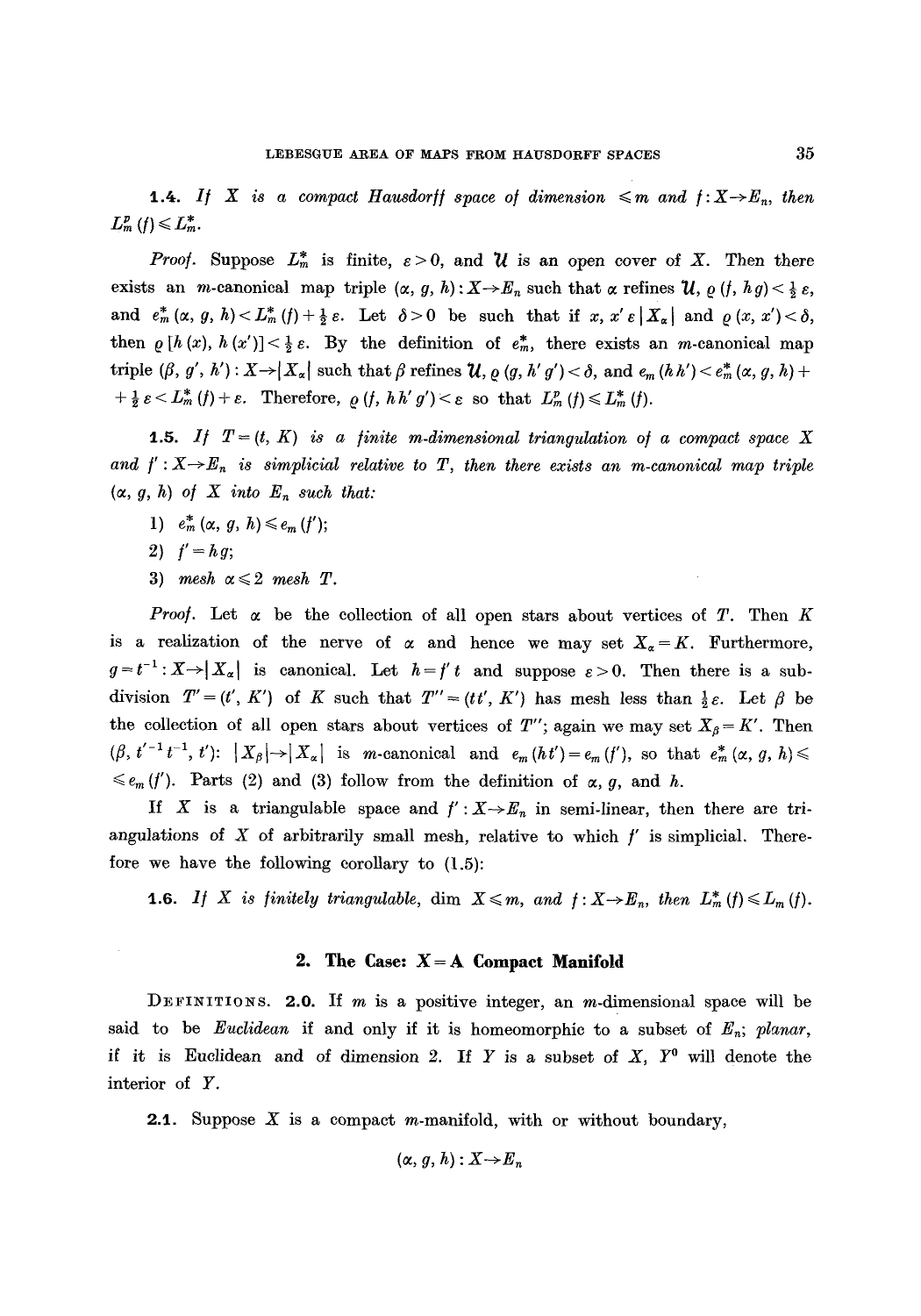**1.4.** *If $X$ is a compact Hausdorff space of dimension $\leqslant m$ and $f: X \to E_n$, then $L_m^p(f) \leqslant L_m^*$.*

*Proof.* Suppose $L_m^*$ is finite, $\varepsilon > 0$, and $\mathcal{U}$ is an open cover of $X$. Then there exists an $m$-canonical map triple $(\alpha, g, h): X \to E_n$ such that $\alpha$ refines $\mathcal{U}$, $\varrho(f, hg) < \frac{1}{2}\varepsilon$, and $e_m^*(\alpha, g, h) < L_m^*(f) + \frac{1}{2}\varepsilon$. Let $\delta > 0$ be such that if $x, x' \in |X_\alpha|$ and $\varrho(x, x') < \delta$, then $\varrho[h(x), h(x')] < \frac{1}{2}\varepsilon$. By the definition of $e_m^*$, there exists an $m$-canonical map triple $(\beta, g', h'): X \to |X_\alpha|$ such that $\beta$ refines $\mathcal{U}$, $\varrho(g, h'g') < \delta$, and $e_m(hh') < e_m^*(\alpha, g, h) + \frac{1}{2}\varepsilon < L_m^*(f) + \varepsilon$. Therefore, $\varrho(f, hh'g') < \varepsilon$ so that $L_m^p(f) \leqslant L_m^*(f)$.

**1.5.** *If $T = (t, K)$ is a finite $m$-dimensional triangulation of a compact space $X$ and $f': X \to E_n$ is simplicial relative to $T$, then there exists an $m$-canonical map triple $(\alpha, g, h)$ of $X$ into $E_n$ such that:*

1) $e_m^*(\alpha, g, h) \leqslant e_m(f')$;
2) $f' = hg$;
3) *mesh* $\alpha \leqslant 2$ *mesh* $T$.

*Proof.* Let $\alpha$ be the collection of all open stars about vertices of $T$. Then $K$ is a realization of the nerve of $\alpha$ and hence we may set $X_\alpha = K$. Furthermore, $g = t^{-1}: X \to |X_\alpha|$ is canonical. Let $h = f't$ and suppose $\varepsilon > 0$. Then there is a subdivision $T' = (t', K')$ of $K$ such that $T'' = (tt', K')$ has mesh less than $\frac{1}{2}\varepsilon$. Let $\beta$ be the collection of all open stars about vertices of $T''$; again we may set $X_\beta = K'$. Then $(\beta, t'^{-1}t^{-1}, t')$: $|X_\beta| \to |X_\alpha|$ is $m$-canonical and $e_m(ht') = e_m(f')$, so that $e_m^*(\alpha, g, h) \leqslant e_m(f')$. Parts (2) and (3) follow from the definition of $\alpha$, $g$, and $h$.

If $X$ is a triangulable space and $f': X \to E_n$ in semi-linear, then there are triangulations of $X$ of arbitrarily small mesh, relative to which $f'$ is simplicial. Therefore we have the following corollary to (1.5):

**1.6.** *If $X$ is finitely triangulable,* $\dim X \leqslant m$, *and $f: X \to E_n$, then $L_m^*(f) \leqslant L_m(f)$.*

## 2. The Case: $X =$ A Compact Manifold

DEFINITIONS. **2.0.** If $m$ is a positive integer, an $m$-dimensional space will be said to be *Euclidean* if and only if it is homeomorphic to a subset of $E_n$; *planar*, if it is Euclidean and of dimension 2. If $Y$ is a subset of $X$, $Y^0$ will denote the interior of $Y$.

**2.1.** Suppose $X$ is a compact $m$-manifold, with or without boundary,

$$(\alpha, g, h): X \to E_n$$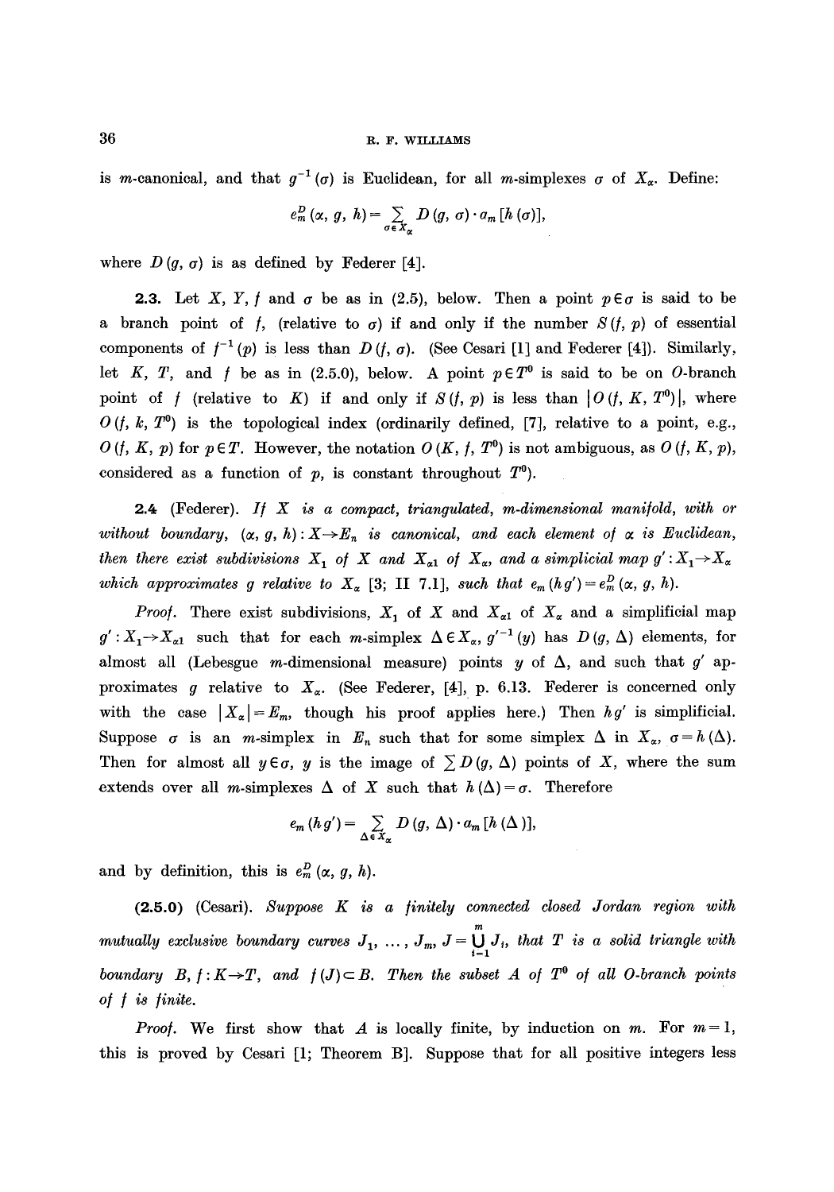is $m$-canonical, and that $g^{-1}(\sigma)$ is Euclidean, for all $m$-simplexes $\sigma$ of $X_\alpha$. Define:

$$e_m^D(\alpha, g, h) = \sum_{\sigma \in X_\alpha} D(g, \sigma) \cdot a_m[h(\sigma)],$$

where $D(g, \sigma)$ is as defined by Federer [4].

**2.3.** Let $X$, $Y$, $f$ and $\sigma$ be as in (2.5), below. Then a point $p \in \sigma$ is said to be a branch point of $f$, (relative to $\sigma$) if and only if the number $S(f, p)$ of essential components of $f^{-1}(p)$ is less than $D(f, \sigma)$. (See Cesari [1] and Federer [4]). Similarly, let $K$, $T$, and $f$ be as in (2.5.0), below. A point $p \in T^0$ is said to be on $O$-branch point of $f$ (relative to $K$) if and only if $S(f, p)$ is less than $|O(f, K, T^0)|$, where $O(f, k, T^0)$ is the topological index (ordinarily defined, [7], relative to a point, e.g., $O(f, K, p)$ for $p \in T$. However, the notation $O(K, f, T^0)$ is not ambiguous, as $O(f, K, p)$, considered as a function of $p$, is constant throughout $T^0$).

**2.4** (Federer). *If $X$ is a compact, triangulated, $m$-dimensional manifold, with or without boundary, $(\alpha, g, h): X \to E_n$ is canonical, and each element of $\alpha$ is Euclidean, then there exist subdivisions $X_1$ of $X$ and $X_{\alpha 1}$ of $X_\alpha$, and a simplicial map $g': X_1 \to X_\alpha$ which approximates $g$ relative to $X_\alpha$ [3; II 7.1], such that $e_m(hg') = e_m^D(\alpha, g, h)$.*

*Proof.* There exist subdivisions, $X_1$ of $X$ and $X_{\alpha 1}$ of $X_\alpha$ and a simplificial map $g': X_1 \to X_{\alpha 1}$ such that for each $m$-simplex $\Delta \in X_\alpha$, $g'^{-1}(y)$ has $D(g, \Delta)$ elements, for almost all (Lebesgue $m$-dimensional measure) points $y$ of $\Delta$, and such that $g'$ approximates $g$ relative to $X_\alpha$. (See Federer, [4], p. 6.13. Federer is concerned only with the case $|X_\alpha| = E_m$, though his proof applies here.) Then $hg'$ is simplificial. Suppose $\sigma$ is an $m$-simplex in $E_n$ such that for some simplex $\Delta$ in $X_\alpha$, $\sigma = h(\Delta)$. Then for almost all $y \in \sigma$, $y$ is the image of $\sum D(g, \Delta)$ points of $X$, where the sum extends over all $m$-simplexes $\Delta$ of $X$ such that $h(\Delta) = \sigma$. Therefore

$$e_m(hg') = \sum_{\Delta \in X_\alpha} D(g, \Delta) \cdot a_m[h(\Delta)],$$

and by definition, this is $e_m^D(\alpha, g, h)$.

**(2.5.0)** (Cesari). *Suppose $K$ is a finitely connected closed Jordan region with mutually exclusive boundary curves $J_1, \ldots, J_m$, $J = \bigcup_{i=1}^{m} J_i$, that $T$ is a solid triangle with boundary $B$, $f: K \to T$, and $f(J) \subset B$. Then the subset $A$ of $T^0$ of all $O$-branch points of $f$ is finite.*

*Proof.* We first show that $A$ is locally finite, by induction on $m$. For $m = 1$, this is proved by Cesari [1; Theorem B]. Suppose that for all positive integers less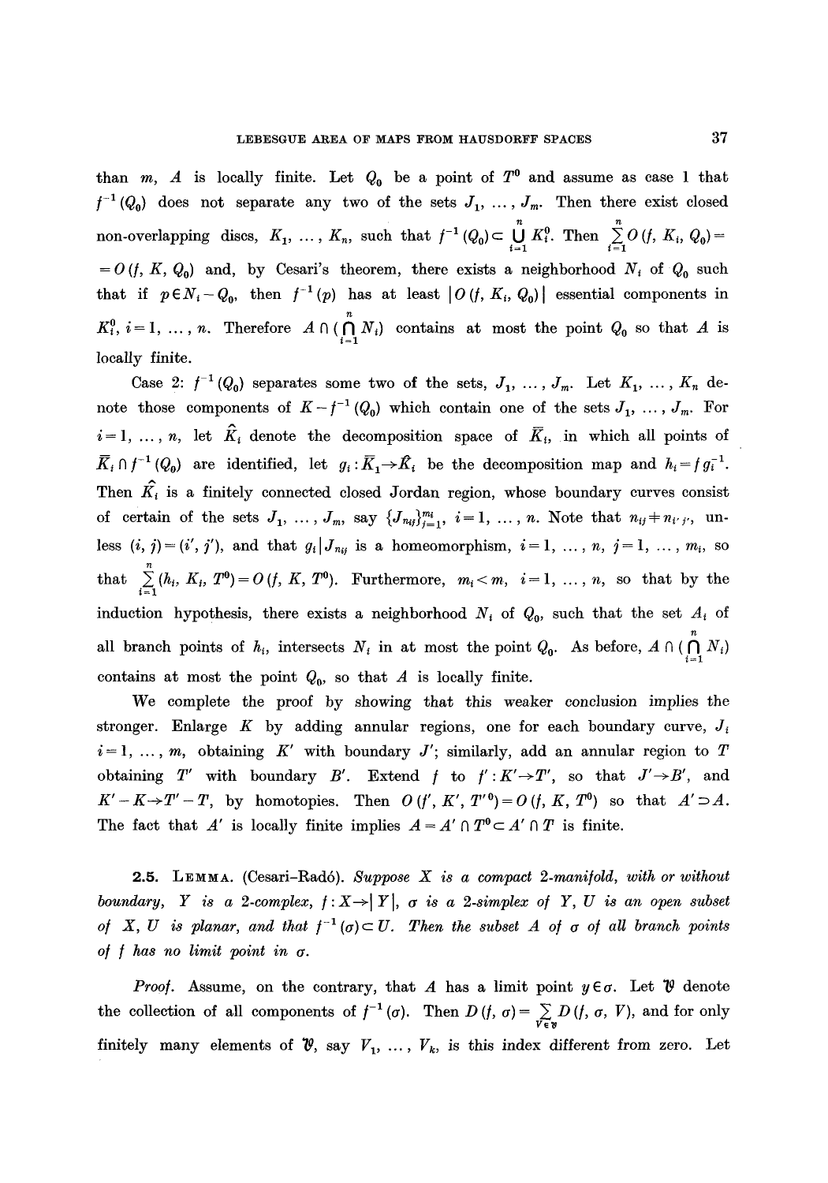than $m$, $A$ is locally finite. Let $Q_0$ be a point of $T^0$ and assume as case 1 that $f^{-1}(Q_0)$ does not separate any two of the sets $J_1, \ldots, J_m$. Then there exist closed non-overlapping discs, $K_1, \ldots, K_n$, such that $f^{-1}(Q_0) \subset \bigcup_{i=1}^{n} K_i^0$. Then $\sum_{i=1}^{n} O(f, K_i, Q_0) = O(f, K, Q_0)$ and, by Cesari's theorem, there exists a neighborhood $N_i$ of $Q_0$ such that if $p \in N_i - Q_0$, then $f^{-1}(p)$ has at least $|O(f, K_i, Q_0)|$ essential components in $K_i^0$, $i = 1, \ldots, n$. Therefore $A \cap (\bigcap_{i=1}^{n} N_i)$ contains at most the point $Q_0$ so that $A$ is locally finite.

Case 2: $f^{-1}(Q_0)$ separates some two of the sets, $J_1, \ldots, J_m$. Let $K_1, \ldots, K_n$ denote those components of $K - f^{-1}(Q_0)$ which contain one of the sets $J_1, \ldots, J_m$. For $i = 1, \ldots, n$, let $\hat{K}_i$ denote the decomposition space of $\bar{K}_i$, in which all points of $\bar{K}_i \cap f^{-1}(Q_0)$ are identified, let $g_i : \bar{K}_1 \to \hat{K}_i$ be the decomposition map and $h_i = f g_i^{-1}$. Then $\hat{K}_i$ is a finitely connected closed Jordan region, whose boundary curves consist of certain of the sets $J_1, \ldots, J_m$, say $\{J_{n_{ij}}\}_{j=1}^{m_i}$, $i = 1, \ldots, n$. Note that $n_{ij} \neq n_{i'j'}$, unless $(i, j) = (i', j')$, and that $g_i | J_{n_{ij}}$ is a homeomorphism, $i = 1, \ldots, n$, $j = 1, \ldots, m_i$, so that $\sum_{i=1}^{n} (h_i, K_i, T^0) = O(f, K, T^0)$. Furthermore, $m_i < m$, $i = 1, \ldots, n$, so that by the induction hypothesis, there exists a neighborhood $N_i$ of $Q_0$, such that the set $A_i$ of all branch points of $h_i$, intersects $N_i$ in at most the point $Q_0$. As before, $A \cap (\bigcap_{i=1}^{n} N_i)$ contains at most the point $Q_0$, so that $A$ is locally finite.

We complete the proof by showing that this weaker conclusion implies the stronger. Enlarge $K$ by adding annular regions, one for each boundary curve, $J_i$ $i = 1, \ldots, m$, obtaining $K'$ with boundary $J'$; similarly, add an annular region to $T$ obtaining $T'$ with boundary $B'$. Extend $f$ to $f' : K' \to T'$, so that $J' \to B'$, and $K' - K \to T' - T$, by homotopies. Then $O(f', K', T'^0) = O(f, K, T^0)$ so that $A' \supset A$. The fact that $A'$ is locally finite implies $A = A' \cap T^0 \subset A' \cap T$ is finite.

**2.5.** Lemma. (Cesari–Radó). *Suppose $X$ is a compact 2-manifold, with or without boundary, $Y$ is a 2-complex, $f : X \to |Y|$, $\sigma$ is a 2-simplex of $Y$, $U$ is an open subset of $X$, $U$ is planar, and that $f^{-1}(\sigma) \subset U$. Then the subset $A$ of $\sigma$ of all branch points of $f$ has no limit point in $\sigma$.*

*Proof.* Assume, on the contrary, that $A$ has a limit point $y \in \sigma$. Let $\mathfrak{V}$ denote the collection of all components of $f^{-1}(\sigma)$. Then $D(f, \sigma) = \sum_{V \in \mathfrak{V}} D(f, \sigma, V)$, and for only finitely many elements of $\mathfrak{V}$, say $V_1, \ldots, V_k$, is this index different from zero. Let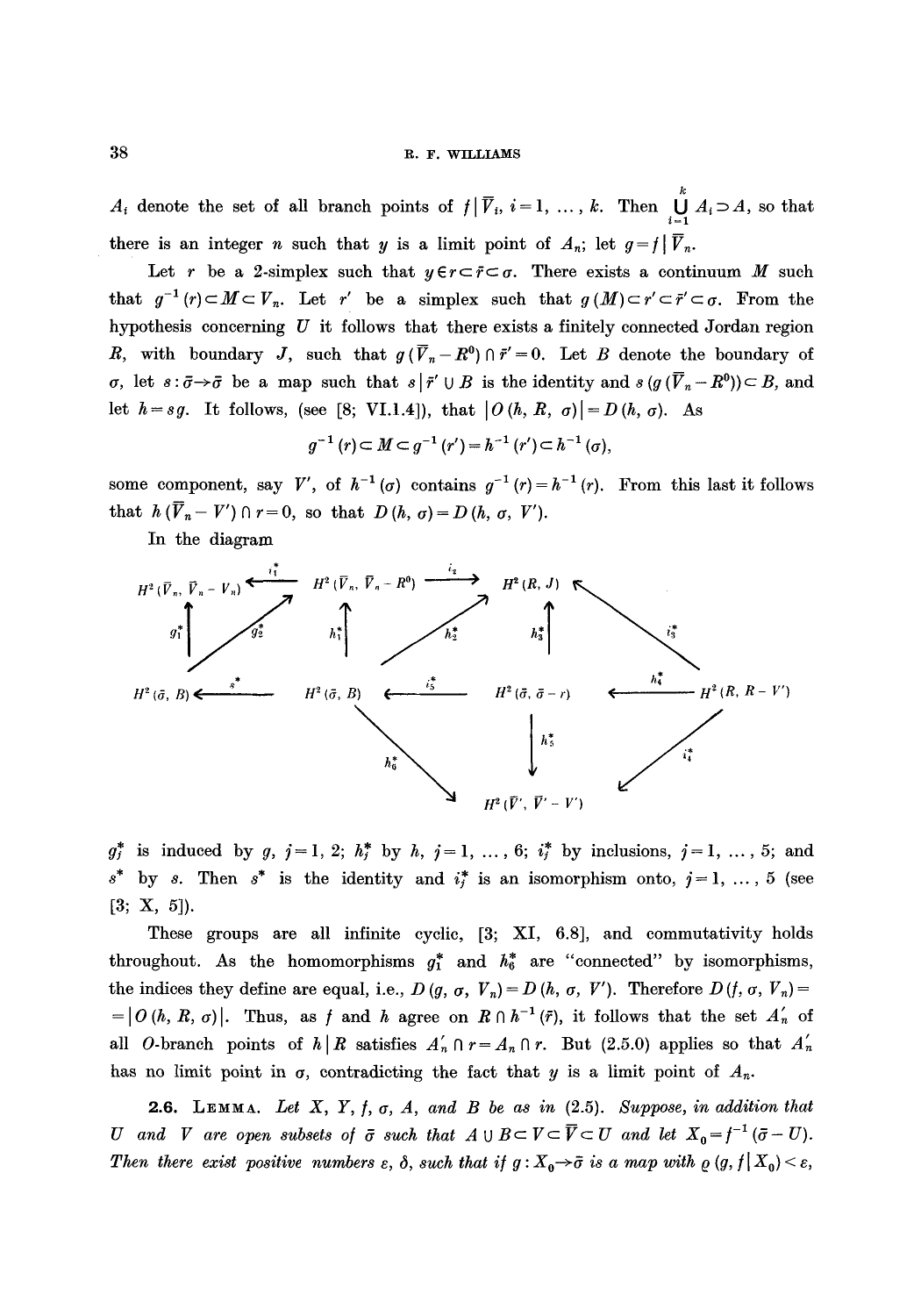$A_i$ denote the set of all branch points of $f|\bar{V}_i$, $i=1, \ldots, k$. Then $\bigcup_{i=1}^{k} A_i \supset A$, so that there is an integer $n$ such that $y$ is a limit point of $A_n$; let $g = f|\bar{V}_n$.

Let $r$ be a 2-simplex such that $y \in r \subset \bar{r} \subset \sigma$. There exists a continuum $M$ such that $g^{-1}(r) \subset M \subset V_n$. Let $r'$ be a simplex such that $g(M) \subset r' \subset \bar{r}' \subset \sigma$. From the hypothesis concerning $U$ it follows that there exists a finitely connected Jordan region $R$, with boundary $J$, such that $g(\bar{V}_n - R^0) \cap \bar{r}' = 0$. Let $B$ denote the boundary of $\sigma$, let $s: \bar{\sigma} \to \bar{\sigma}$ be a map such that $s|\bar{r}' \cup B$ is the identity and $s(g(\bar{V}_n - R^0)) \subset B$, and let $h = sg$. It follows, (see [8; VI.1.4]), that $|O(h, R, \sigma)| = D(h, \sigma)$. As

$$g^{-1}(r) \subset M \subset g^{-1}(r') = h^{-1}(r') \subset h^{-1}(\sigma),$$

some component, say $V'$, of $h^{-1}(\sigma)$ contains $g^{-1}(r) = h^{-1}(r)$. From this last it follows that $h(\bar{V}_n - V') \cap r = 0$, so that $D(h, \sigma) = D(h, \sigma, V')$.

In the diagram

$$
\begin{array}{ccccccc}
H^2(\bar{V}_n, \bar{V}_n - V_n) & \xleftarrow{i_1^*} & H^2(\bar{V}_n, \bar{V}_n - R^0) & \xrightarrow{i_2} & H^2(R, J) & & \\
\uparrow g_1^* & \nearrow g_2^* & \uparrow h_1^* & \nearrow h_2^* & \uparrow h_3^* & \nwarrow i_3^* & \\
H^2(\bar{\sigma}, B) & \xleftarrow{s^*} & H^2(\bar{\sigma}, B) & \xleftarrow{i_5^*} & H^2(\bar{\sigma}, \bar{\sigma} - r) & \xleftarrow{h_4^*} & H^2(R, R - V') \\
 & & & \searrow h_6^* & \downarrow h_5^* & \swarrow i_4^* & \\
 & & & & H^2(\bar{V}', \bar{V}' - V') & &
\end{array}
$$

$g_j^*$ is induced by $g$, $j=1, 2$; $h_j^*$ by $h$, $j=1, \ldots, 6$; $i_j^*$ by inclusions, $j=1, \ldots, 5$; and $s^*$ by $s$. Then $s^*$ is the identity and $i_j^*$ is an isomorphism onto, $j=1, \ldots, 5$ (see [3; X, 5]).

These groups are all infinite cyclic, [3; XI, 6.8], and commutativity holds throughout. As the homomorphisms $g_1^*$ and $h_6^*$ are "connected" by isomorphisms, the indices they define are equal, i.e., $D(g, \sigma, V_n) = D(h, \sigma, V')$. Therefore $D(f, \sigma, V_n) = |O(h, R, \sigma)|$. Thus, as $f$ and $h$ agree on $R \cap h^{-1}(\bar{r})$, it follows that the set $A_n'$ of all $O$-branch points of $h|R$ satisfies $A_n' \cap r = A_n \cap r$. But (2.5.0) applies so that $A_n'$ has no limit point in $\sigma$, contradicting the fact that $y$ is a limit point of $A_n$.

**2.6.** LEMMA. *Let $X$, $Y$, $f$, $\sigma$, $A$, and $B$ be as in (2.5). Suppose, in addition that $U$ and $V$ are open subsets of $\bar{\sigma}$ such that $A \cup B \subset V \subset \bar{V} \subset U$ and let $X_0 = f^{-1}(\bar{\sigma} - U)$. Then there exist positive numbers $\varepsilon$, $\delta$, such that if $g: X_0 \to \bar{\sigma}$ is a map with $\varrho(g, f|X_0) < \varepsilon$,*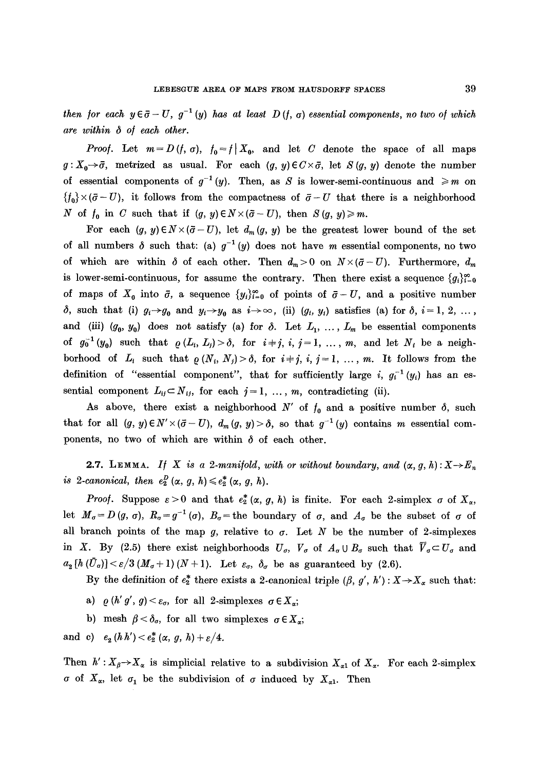*then for each* $y \in \bar{\sigma} - U$, $g^{-1}(y)$ *has at least* $D(f, \sigma)$ *essential components, no two of which are within* $\delta$ *of each other.*

*Proof.* Let $m = D(f, \sigma)$, $f_0 = f \mid X_0$, and let $C$ denote the space of all maps $g: X_0 \to \bar{\sigma}$, metrized as usual. For each $(g, y) \in C \times \bar{\sigma}$, let $S(g, y)$ denote the number of essential components of $g^{-1}(y)$. Then, as $S$ is lower-semi-continuous and $\geqslant m$ on $\{f_0\} \times (\bar{\sigma} - U)$, it follows from the compactness of $\bar{\sigma} - U$ that there is a neighborhood $N$ of $f_0$ in $C$ such that if $(g, y) \in N \times (\bar{\sigma} - U)$, then $S(g, y) \geqslant m$.

For each $(g, y) \in N \times (\bar{\sigma} - U)$, let $d_m(g, y)$ be the greatest lower bound of the set of all numbers $\delta$ such that: (a) $g^{-1}(y)$ does not have $m$ essential components, no two of which are within $\delta$ of each other. Then $d_m > 0$ on $N \times (\bar{\sigma} - U)$. Furthermore, $d_m$ is lower-semi-continuous, for assume the contrary. Then there exist a sequence $\{g_i\}_{i=0}^{\infty}$ of maps of $X_0$ into $\bar{\sigma}$, a sequence $\{y_i\}_{i=0}^{\infty}$ of points of $\bar{\sigma} - U$, and a positive number $\delta$, such that (i) $g_i \to g_0$ and $y_i \to y_0$ as $i \to \infty$, (ii) $(g_i, y_i)$ satisfies (a) for $\delta$, $i = 1, 2, \ldots$, and (iii) $(g_0, y_0)$ does not satisfy (a) for $\delta$. Let $L_1, \ldots, L_m$ be essential components of $g_0^{-1}(y_0)$ such that $\varrho(L_i, L_j) > \delta$, for $i \neq j$, $i, j = 1, \ldots, m$, and let $N_i$ be a neighborhood of $L_i$ such that $\varrho(N_i, N_j) > \delta$, for $i \neq j$, $i, j = 1, \ldots, m$. It follows from the definition of "essential component", that for sufficiently large $i$, $g_i^{-1}(y_i)$ has an essential component $L_{ij} \subset N_{ij}$, for each $j = 1, \ldots, m$, contradicting (ii).

As above, there exist a neighborhood $N'$ of $f_0$ and a positive number $\delta$, such that for all $(g, y) \in N' \times (\bar{\sigma} - U)$, $d_m(g, y) > \delta$, so that $g^{-1}(y)$ contains $m$ essential components, no two of which are within $\delta$ of each other.

**2.7. Lemma.** *If* $X$ *is a 2-manifold, with or without boundary, and* $(\alpha, g, h): X \to E_n$ *is 2-canonical, then* $e_2^D(\alpha, g, h) \leqslant e_2^*(\alpha, g, h)$.

*Proof.* Suppose $\varepsilon > 0$ and that $e_2^*(\alpha, g, h)$ is finite. For each 2-simplex $\sigma$ of $X_\alpha$, let $M_\sigma = D(g, \sigma)$, $R_\sigma = g^{-1}(\sigma)$, $B_\sigma =$ the boundary of $\sigma$, and $A_\sigma$ be the subset of $\sigma$ of all branch points of the map $g$, relative to $\sigma$. Let $N$ be the number of 2-simplexes in $X$. By (2.5) there exist neighborhoods $U_\sigma$, $V_\sigma$ of $A_\sigma \cup B_\sigma$ such that $\bar{V}_\sigma \subset U_\sigma$ and $a_2[h(\bar{U}_\sigma)] < \varepsilon / 3(M_\sigma + 1)(N + 1)$. Let $\varepsilon_\sigma$, $\delta_\sigma$ be as guaranteed by (2.6).

By the definition of $e_2^*$ there exists a 2-canonical triple $(\beta, g', h'): X \to X_\alpha$ such that:

a) $\varrho(h'g', g) < \varepsilon_\sigma$, for all 2-simplexes $\sigma \in X_\alpha$;

b) mesh $\beta < \delta_\sigma$, for all two simplexes $\sigma \in X_\alpha$;

and c) $e_2(hh') < e_2^*(\alpha, g, h) + \varepsilon/4$.

Then $h': X_\beta \to X_\alpha$ is simplicial relative to a subdivision $X_{\alpha 1}$ of $X_\alpha$. For each 2-simplex $\sigma$ of $X_\alpha$, let $\sigma_1$ be the subdivision of $\sigma$ induced by $X_{\alpha 1}$. Then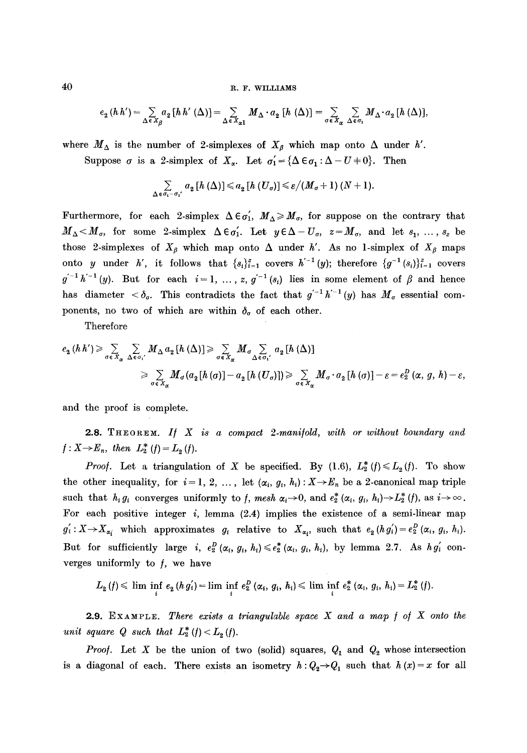$$e_2(hh') = \sum_{\Delta \in X_\beta} a_2[hh'(\Delta)] = \sum_{\Delta \in X_{\alpha 1}} M_\Delta \cdot a_2[h(\Delta)] = \sum_{\sigma \in X_\alpha} \sum_{\Delta \in \sigma_1} M_\Delta \cdot a_2[h(\Delta)],$$

where $M_\Delta$ is the number of 2-simplexes of $X_\beta$ which map onto $\Delta$ under $h'$.

Suppose $\sigma$ is a 2-simplex of $X_\alpha$. Let $\sigma_1' = \{\Delta \in \sigma_1 : \Delta - U \neq 0\}$. Then

$$\sum_{\Delta \in \sigma_1 - \sigma_1'} a_2[h(\Delta)] \leq a_2[h(U_\sigma)] \leq \varepsilon/(M_\sigma + 1)(N+1).$$

Furthermore, for each 2-simplex $\Delta \in \sigma_1'$, $M_\Delta \geq M_\sigma$, for suppose on the contrary that $M_\Delta < M_\sigma$, for some 2-simplex $\Delta \in \sigma_1'$. Let $y \in \Delta - U_\sigma$, $z = M_\sigma$, and let $s_1, \ldots, s_z$ be those 2-simplexes of $X_\beta$ which map onto $\Delta$ under $h'$. As no 1-simplex of $X_\beta$ maps onto $y$ under $h'$, it follows that $\{s_i\}_{i=1}^z$ covers $h'^{-1}(y)$; therefore $\{g^{-1}(s_i)\}_{i=1}^z$ covers $g'^{-1}h'^{-1}(y)$. But for each $i = 1, \ldots, z$, $g'^{-1}(s_i)$ lies in some element of $\beta$ and hence has diameter $< \delta_\sigma$. This contradicts the fact that $g'^{-1}h'^{-1}(y)$ has $M_\sigma$ essential components, no two of which are within $\delta_\sigma$ of each other.

Therefore

$$e_2(hh') \geq \sum_{\sigma \in X_\alpha} \sum_{\Delta \in \sigma_1'} M_\Delta a_2[h(\Delta)] \geq \sum_{\sigma \in X_\alpha} M_\sigma \sum_{\Delta \in \sigma_1'} a_2[h(\Delta)]$$

$$\geq \sum_{\sigma \in X_\alpha} M_\sigma (a_2[h(\sigma)] - a_2[h(U_\sigma)]) \geq \sum_{\sigma \in X_\alpha} M_\sigma \cdot a_2[h(\sigma)] - \varepsilon = e_2^D(\alpha, g, h) - \varepsilon,$$

and the proof is complete.

**2.8.** THEOREM. *If $X$ is a compact 2-manifold, with or without boundary and $f: X \to E_n$, then $L_2^*(f) = L_2(f)$.*

*Proof.* Let a triangulation of $X$ be specified. By (1.6), $L_2^*(f) \leq L_2(f)$. To show the other inequality, for $i = 1, 2, \ldots$, let $(\alpha_i, g_i, h_i): X \to E_n$ be a 2-canonical map triple such that $h_i g_i$ converges uniformly to $f$, *mesh* $\alpha_i \to 0$, and $e_2^*(\alpha_i, g_i, h_i) \to L_2^*(f)$, as $i \to \infty$. For each positive integer $i$, lemma (2.4) implies the existence of a semi-linear map $g_i': X \to X_{\alpha_i}$ which approximates $g_i$ relative to $X_{\alpha_i}$, such that $e_2(hg_i') = e_2^D(\alpha_i, g_i, h_i)$. But for sufficiently large $i$, $e_2^D(\alpha_i, g_i, h_i) \leq e_2^*(\alpha_i, g_i, h_i)$, by lemma 2.7. As $hg_i'$ converges uniformly to $f$, we have

$$L_2(f) \leq \liminf_i e_2(hg_i') = \liminf_i e_2^D(\alpha_i, g_i, h_i) \leq \liminf_i e_2^*(\alpha_i, g_i, h_i) = L_2^*(f).$$

**2.9.** EXAMPLE. *There exists a triangulable space $X$ and a map $f$ of $X$ onto the unit square $Q$ such that $L_2^*(f) < L_2(f)$.*

*Proof.* Let $X$ be the union of two (solid) squares, $Q_1$ and $Q_2$ whose intersection is a diagonal of each. There exists an isometry $h: Q_2 \to Q_1$ such that $h(x) = x$ for all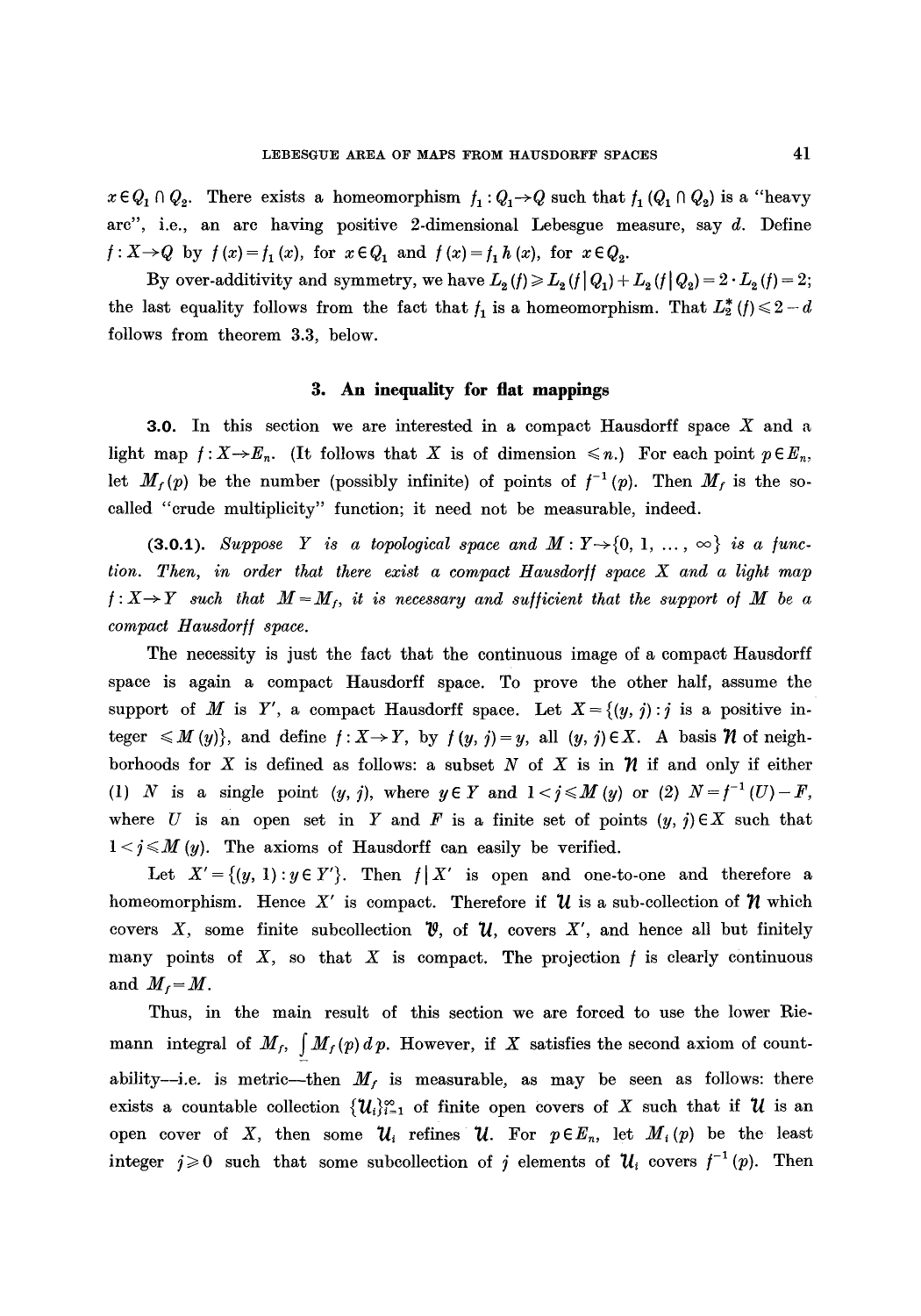$x \in Q_1 \cap Q_2$. There exists a homeomorphism $f_1 : Q_1 \to Q$ such that $f_1(Q_1 \cap Q_2)$ is a "heavy arc", i.e., an arc having positive 2-dimensional Lebesgue measure, say $d$. Define $f : X \to Q$ by $f(x) = f_1(x)$, for $x \in Q_1$ and $f(x) = f_1 h(x)$, for $x \in Q_2$.

By over-additivity and symmetry, we have $L_2(f) \geq L_2(f \mid Q_1) + L_2(f \mid Q_2) = 2 \cdot L_2(f) = 2$; the last equality follows from the fact that $f_1$ is a homeomorphism. That $L_2^*(f) \leq 2 - d$ follows from theorem 3.3, below.

## 3. An inequality for flat mappings

**3.0.** In this section we are interested in a compact Hausdorff space $X$ and a light map $f : X \to E_n$. (It follows that $X$ is of dimension $\leq n$.) For each point $p \in E_n$, let $M_f(p)$ be the number (possibly infinite) of points of $f^{-1}(p)$. Then $M_f$ is the so-called "crude multiplicity" function; it need not be measurable, indeed.

**(3.0.1).** *Suppose $Y$ is a topological space and $M : Y \to \{0, 1, \dots, \infty\}$ is a function. Then, in order that there exist a compact Hausdorff space $X$ and a light map $f : X \to Y$ such that $M = M_f$, it is necessary and sufficient that the support of $M$ be a compact Hausdorff space.*

The necessity is just the fact that the continuous image of a compact Hausdorff space is again a compact Hausdorff space. To prove the other half, assume the support of $M$ is $Y'$, a compact Hausdorff space. Let $X = \{(y, j) : j$ is a positive integer $\leq M(y)\}$, and define $f : X \to Y$, by $f(y, j) = y$, all $(y, j) \in X$. A basis $\mathcal{N}$ of neighborhoods for $X$ is defined as follows: a subset $N$ of $X$ is in $\mathcal{N}$ if and only if either (1) $N$ is a single point $(y, j)$, where $y \in Y$ and $1 < j \leq M(y)$ or (2) $N = f^{-1}(U) - F$, where $U$ is an open set in $Y$ and $F$ is a finite set of points $(y, j) \in X$ such that $1 < j \leq M(y)$. The axioms of Hausdorff can easily be verified.

Let $X' = \{(y, 1) : y \in Y'\}$. Then $f \mid X'$ is open and one-to-one and therefore a homeomorphism. Hence $X'$ is compact. Therefore if $\mathcal{U}$ is a sub-collection of $\mathcal{N}$ which covers $X$, some finite subcollection $\mathcal{V}$, of $\mathcal{U}$, covers $X'$, and hence all but finitely many points of $X$, so that $X$ is compact. The projection $f$ is clearly continuous and $M_f = M$.

Thus, in the main result of this section we are forced to use the lower Riemann integral of $M_f$, $\underline{\int} M_f(p)\,dp$. However, if $X$ satisfies the second axiom of countability—i.e. is metric—then $M_f$ is measurable, as may be seen as follows: there exists a countable collection $\{\mathcal{U}_i\}_{i=1}^{\infty}$ of finite open covers of $X$ such that if $\mathcal{U}$ is an open cover of $X$, then some $\mathcal{U}_i$ refines $\mathcal{U}$. For $p \in E_n$, let $M_i(p)$ be the least integer $j \geq 0$ such that some subcollection of $j$ elements of $\mathcal{U}_i$ covers $f^{-1}(p)$. Then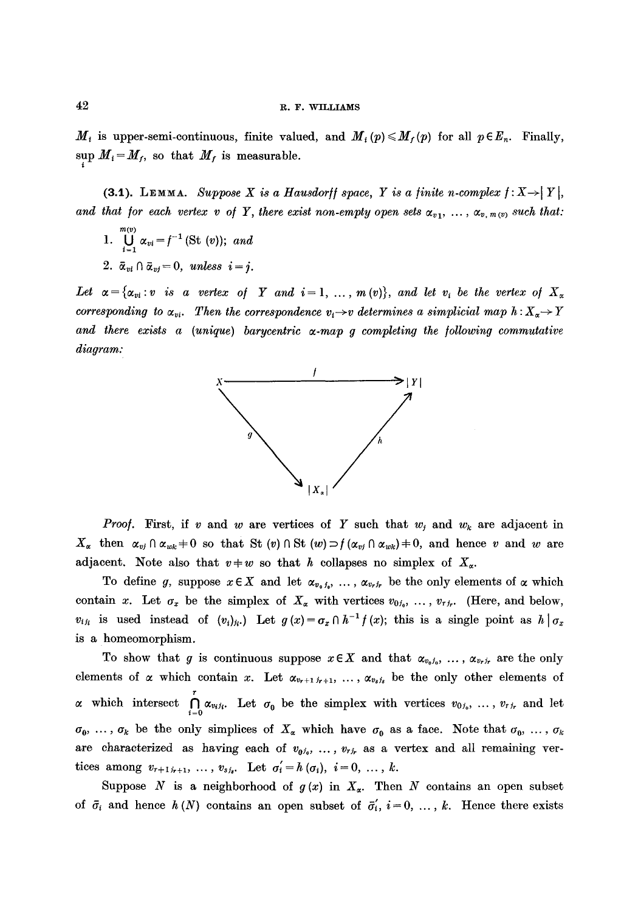$M_i$ is upper-semi-continuous, finite valued, and $M_i(p) \leqslant M_f(p)$ for all $p \in E_n$. Finally, $\sup_i M_i = M_f$, so that $M_f$ is measurable.

**(3.1). Lemma.** *Suppose $X$ is a Hausdorff space, $Y$ is a finite $n$-complex $f: X \to |Y|$, and that for each vertex $v$ of $Y$, there exist non-empty open sets $\alpha_{v1}, \ldots, \alpha_{v, m(v)}$ such that:*

1. $\bigcup_{i=1}^{m(v)} \alpha_{vi} = f^{-1}(\mathrm{St}\,(v))$; *and*
2. $\bar{\alpha}_{vi} \cap \bar{\alpha}_{vj} = 0$, *unless $i = j$.*

*Let $\alpha = \{\alpha_{vi} : v$ is a vertex of $Y$ and $i = 1, \ldots, m(v)\}$, and let $v_i$ be the vertex of $X_\alpha$ corresponding to $\alpha_{vi}$. Then the correspondence $v_i \to v$ determines a simplicial map $h: X_\alpha \to Y$ and there exists a (unique) barycentric $\alpha$-map $g$ completing the following commutative diagram:*

$$\begin{array}{ccc} X & \xrightarrow{\quad f \quad} & |Y| \\ & {\scriptstyle g} \searrow \quad \nearrow {\scriptstyle h} & \\ & |X_\alpha| & \end{array}$$

*Proof.* First, if $v$ and $w$ are vertices of $Y$ such that $w_j$ and $w_k$ are adjacent in $X_\alpha$ then $\alpha_{vj} \cap \alpha_{wk} \neq 0$ so that $\mathrm{St}\,(v) \cap \mathrm{St}\,(w) \supset f(\alpha_{vj} \cap \alpha_{wk}) \neq 0$, and hence $v$ and $w$ are adjacent. Note also that $v \neq w$ so that $h$ collapses no simplex of $X_\alpha$.

To define $g$, suppose $x \in X$ and let $\alpha_{v_0 j_0}, \ldots, \alpha_{v_r j_r}$ be the only elements of $\alpha$ which contain $x$. Let $\sigma_x$ be the simplex of $X_\alpha$ with vertices $v_{0j_0}, \ldots, v_{rj_r}$. (Here, and below, $v_{ij_i}$ is used instead of $(v_i)_{j_i}$.) Let $g(x) = \sigma_x \cap h^{-1} f(x)$; this is a single point as $h \mid \sigma_x$ is a homeomorphism.

To show that $g$ is continuous suppose $x \in X$ and that $\alpha_{v_0 j_0}, \ldots, \alpha_{v_r j_r}$ are the only elements of $\alpha$ which contain $x$. Let $\alpha_{v_{r+1} j_{r+1}}, \ldots, \alpha_{v_s j_s}$ be the only other elements of $\alpha$ which intersect $\bigcap_{i=0}^{r} \alpha_{v_i j_i}$. Let $\sigma_0$ be the simplex with vertices $v_{0j_0}, \ldots, v_{rj_r}$ and let $\sigma_0, \ldots, \sigma_k$ be the only simplices of $X_\alpha$ which have $\sigma_0$ as a face. Note that $\sigma_0, \ldots, \sigma_k$ are characterized as having each of $v_{0j_0}, \ldots, v_{rj_r}$ as a vertex and all remaining vertices among $v_{r+1\, j_{r+1}}, \ldots, v_{sj_s}$. Let $\sigma_i' = h(\sigma_i)$, $i = 0, \ldots, k$.

Suppose $N$ is a neighborhood of $g(x)$ in $X_\alpha$. Then $N$ contains an open subset of $\bar{\sigma}_i$ and hence $h(N)$ contains an open subset of $\bar{\sigma}_i'$, $i = 0, \ldots, k$. Hence there exists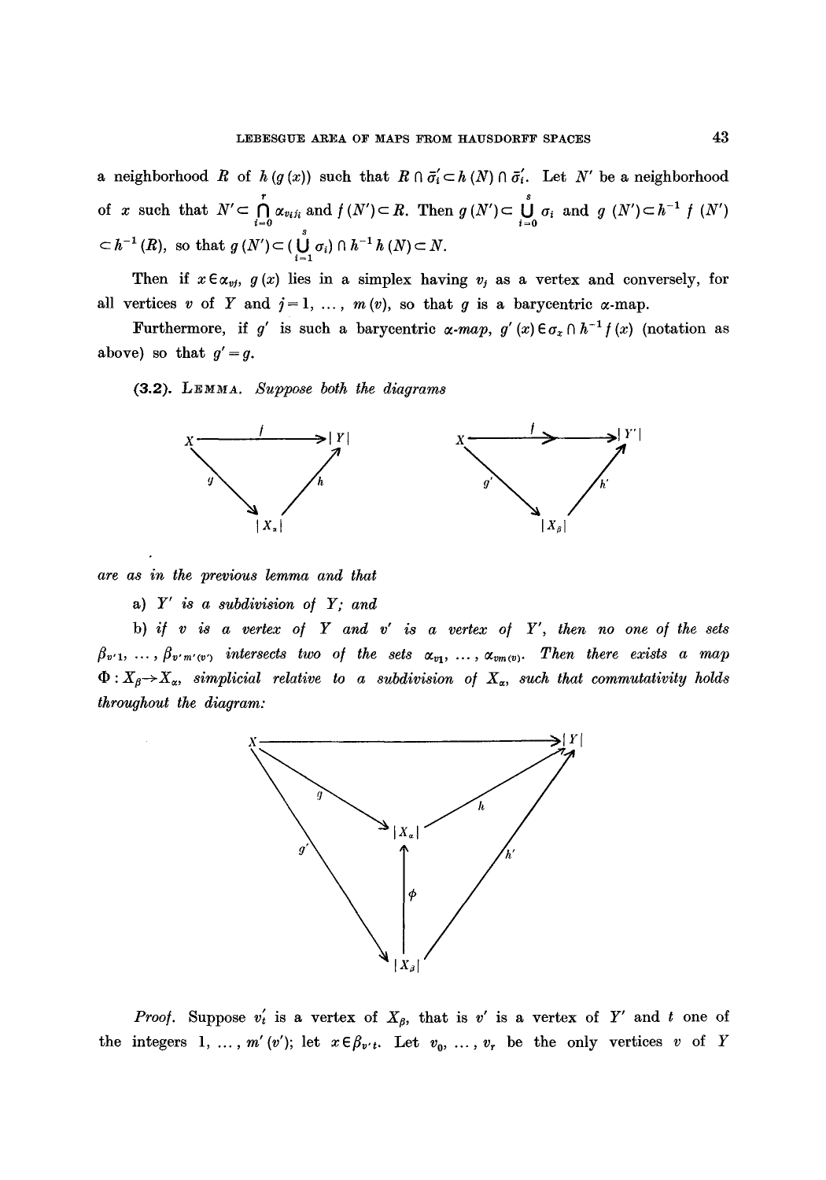a neighborhood $R$ of $h(g(x))$ such that $R \cap \bar{\sigma}'_i \subset h(N) \cap \bar{\sigma}'_i$. Let $N'$ be a neighborhood of $x$ such that $N' \subset \bigcap_{i=0}^{r} \alpha_{v_i j_i}$ and $f(N') \subset R$. Then $g(N') \subset \bigcup_{i=0}^{s} \sigma_i$ and $g(N') \subset h^{-1} f(N') \subset h^{-1}(R)$, so that $g(N') \subset (\bigcup_{i=1}^{s} \sigma_i) \cap h^{-1} h(N) \subset N$.

Then if $x \in \alpha_{vj}$, $g(x)$ lies in a simplex having $v_j$ as a vertex and conversely, for all vertices $v$ of $Y$ and $j = 1, \ldots, m(v)$, so that $g$ is a barycentric $\alpha$-map.

Furthermore, if $g'$ is such a barycentric $\alpha$-*map*, $g'(x) \in \sigma_x \cap h^{-1} f(x)$ (notation as above) so that $g' = g$.

**(3.2). Lemma.** *Suppose both the diagrams*

$$X \xrightarrow{f} |Y|, \quad X \xrightarrow{g} |X_\alpha| \xrightarrow{h} |Y| \qquad\qquad X \xrightarrow{f} |Y'|, \quad X \xrightarrow{g'} |X_\beta| \xrightarrow{h'} |Y'|$$

*are as in the previous lemma and that*

a) *$Y'$ is a subdivision of $Y$; and*

b) *if $v$ is a vertex of $Y$ and $v'$ is a vertex of $Y'$, then no one of the sets $\beta_{v'1}, \ldots, \beta_{v'm'(v')}$ intersects two of the sets $\alpha_{v1}, \ldots, \alpha_{vm(v)}$. Then there exists a map $\Phi: X_\beta \to X_\alpha$, simplicial relative to a subdivision of $X_\alpha$, such that commutativity holds throughout the diagram:*

$$X \to |Y|, \quad g: X \to |X_\alpha|, \quad h: |X_\alpha| \to |Y|, \quad g': X \to |X_\beta|, \quad h': |X_\beta| \to |Y|, \quad \Phi: |X_\beta| \to |X_\alpha|$$

*Proof.* Suppose $v'_t$ is a vertex of $X_\beta$, that is $v'$ is a vertex of $Y'$ and $t$ one of the integers $1, \ldots, m'(v')$; let $x \in \beta_{v't}$. Let $v_0, \ldots, v_r$ be the only vertices $v$ of $Y$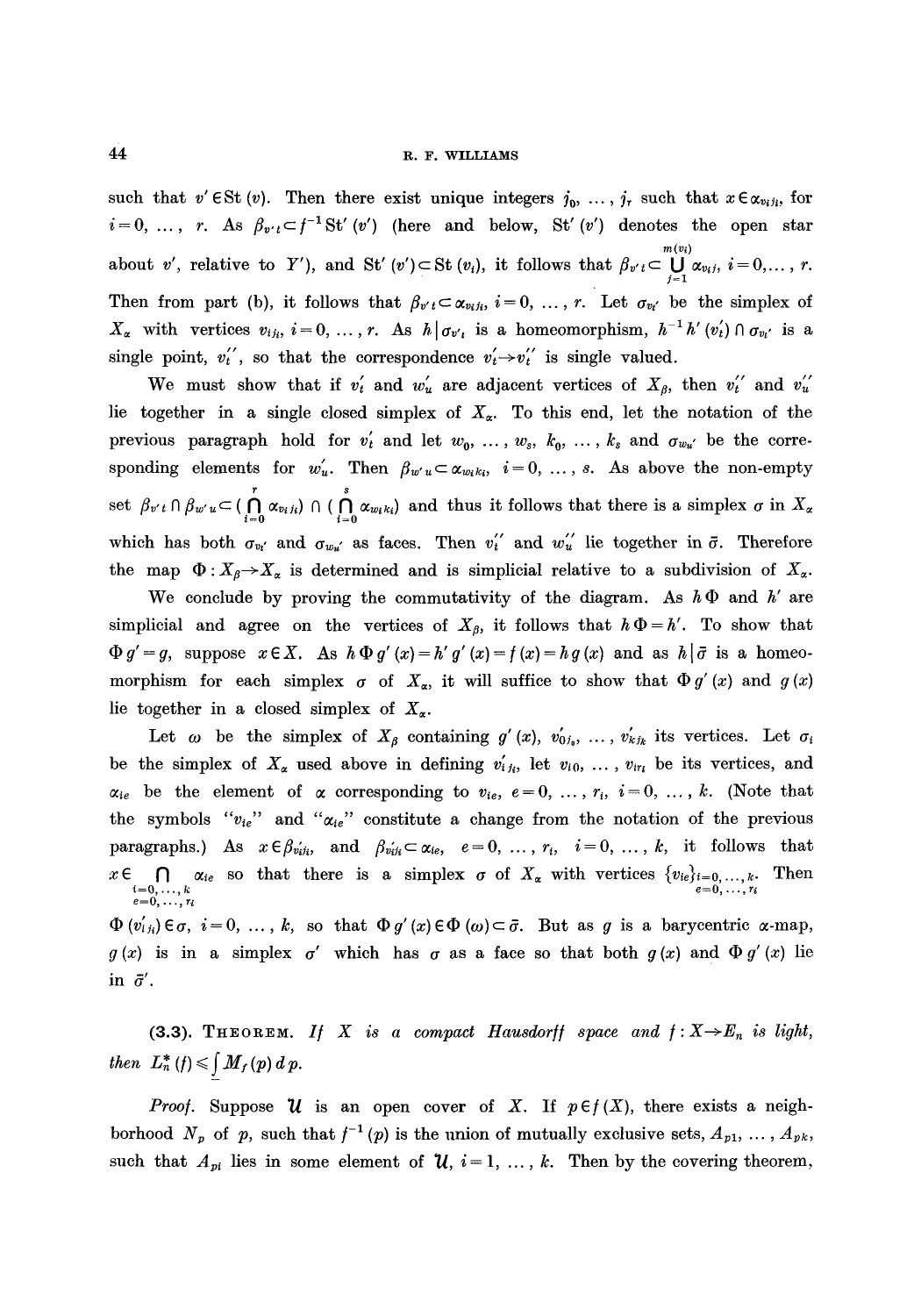such that $v' \in \mathrm{St}(v)$. Then there exist unique integers $j_0, \ldots, j_r$ such that $x \in \alpha_{v_i j_i}$, for $i = 0, \ldots, r$. As $\beta_{v't} \subset f^{-1} \mathrm{St}'(v')$ (here and below, $\mathrm{St}'(v')$ denotes the open star about $v'$, relative to $Y'$), and $\mathrm{St}'(v') \subset \mathrm{St}(v_i)$, it follows that $\beta_{v't} \subset \bigcup_{j=1}^{m(v_i)} \alpha_{v_i j}$, $i = 0, \ldots, r$. Then from part (b), it follows that $\beta_{v't} \subset \alpha_{v_i j_i}$, $i = 0, \ldots, r$. Let $\sigma_{v_t'}$ be the simplex of $X_\alpha$ with vertices $v_{i j_i}$, $i = 0, \ldots, r$. As $h | \sigma_{v'_t}$ is a homeomorphism, $h^{-1} h'(v_t') \cap \sigma_{v_t'}$ is a single point, $v_t''$, so that the correspondence $v_t' \to v_t''$ is single valued.

We must show that if $v_t'$ and $w_u'$ are adjacent vertices of $X_\beta$, then $v_t''$ and $v_u''$ lie together in a single closed simplex of $X_\alpha$. To this end, let the notation of the previous paragraph hold for $v_t'$ and let $w_0, \ldots, w_s$, $k_0, \ldots, k_s$ and $\sigma_{w_u'}$ be the corresponding elements for $w_u'$. Then $\beta_{w'u} \subset \alpha_{w_i k_i}$, $i = 0, \ldots, s$. As above the non-empty set $\beta_{v't} \cap \beta_{w'u} \subset (\bigcap_{i=0}^{r} \alpha_{v_i j_i}) \cap (\bigcap_{i=0}^{s} \alpha_{w_i k_i})$ and thus it follows that there is a simplex $\sigma$ in $X_\alpha$ which has both $\sigma_{v_t'}$ and $\sigma_{w_u'}$ as faces. Then $v_t''$ and $w_u''$ lie together in $\bar{\sigma}$. Therefore the map $\Phi : X_\beta \to X_\alpha$ is determined and is simplicial relative to a subdivision of $X_\alpha$.

We conclude by proving the commutativity of the diagram. As $h\Phi$ and $h'$ are simplicial and agree on the vertices of $X_\beta$, it follows that $h\Phi = h'$. To show that $\Phi g' = g$, suppose $x \in X$. As $h \Phi g'(x) = h' g'(x) = f(x) = h g(x)$ and as $h | \bar{\sigma}$ is a homeomorphism for each simplex $\sigma$ of $X_\alpha$, it will suffice to show that $\Phi g'(x)$ and $g(x)$ lie together in a closed simplex of $X_\alpha$.

Let $\omega$ be the simplex of $X_\beta$ containing $g'(x)$, $v'_{0j_0}, \ldots, v'_{kj_k}$ its vertices. Let $\sigma_i$ be the simplex of $X_\alpha$ used above in defining $v'_{i j_i}$, let $v_{i0}, \ldots, v_{ir_i}$ be its vertices, and $\alpha_{ie}$ be the element of $\alpha$ corresponding to $v_{ie}$, $e = 0, \ldots, r_i$, $i = 0, \ldots, k$. (Note that the symbols "$v_{ie}$" and "$\alpha_{ie}$" constitute a change from the notation of the previous paragraphs.) As $x \in \beta_{v'_i j_i}$ and $\beta_{v'_i j_i} \subset \alpha_{ie}$, $e = 0, \ldots, r_i$, $i = 0, \ldots, k$, it follows that $x \in \bigcap_{\substack{i=0,\ldots,k \\ e=0,\ldots,r_i}} \alpha_{ie}$ so that there is a simplex $\sigma$ of $X_\alpha$ with vertices $\{v_{ie}\}_{\substack{i=0,\ldots,k \\ e=0,\ldots,r_i}}$. Then $\Phi(v'_{i j_i}) \in \sigma$, $i = 0, \ldots, k$, so that $\Phi g'(x) \in \Phi(\omega) \subset \bar{\sigma}$. But as $g$ is a barycentric $\alpha$-map, $g(x)$ is in a simplex $\sigma'$ which has $\sigma$ as a face so that both $g(x)$ and $\Phi g'(x)$ lie in $\bar{\sigma}'$.

(3.3). THEOREM. *If $X$ is a compact Hausdorff space and $f : X \to E_n$ is light, then $L_n^*(f) \leqslant \underline{\int} M_f(p)\, dp$.*

*Proof.* Suppose $\mathcal{U}$ is an open cover of $X$. If $p \in f(X)$, there exists a neighborhood $N_p$ of $p$, such that $f^{-1}(p)$ is the union of mutually exclusive sets, $A_{p1}, \ldots, A_{pk}$, such that $A_{pi}$ lies in some element of $\mathcal{U}$, $i = 1, \ldots, k$. Then by the covering theorem,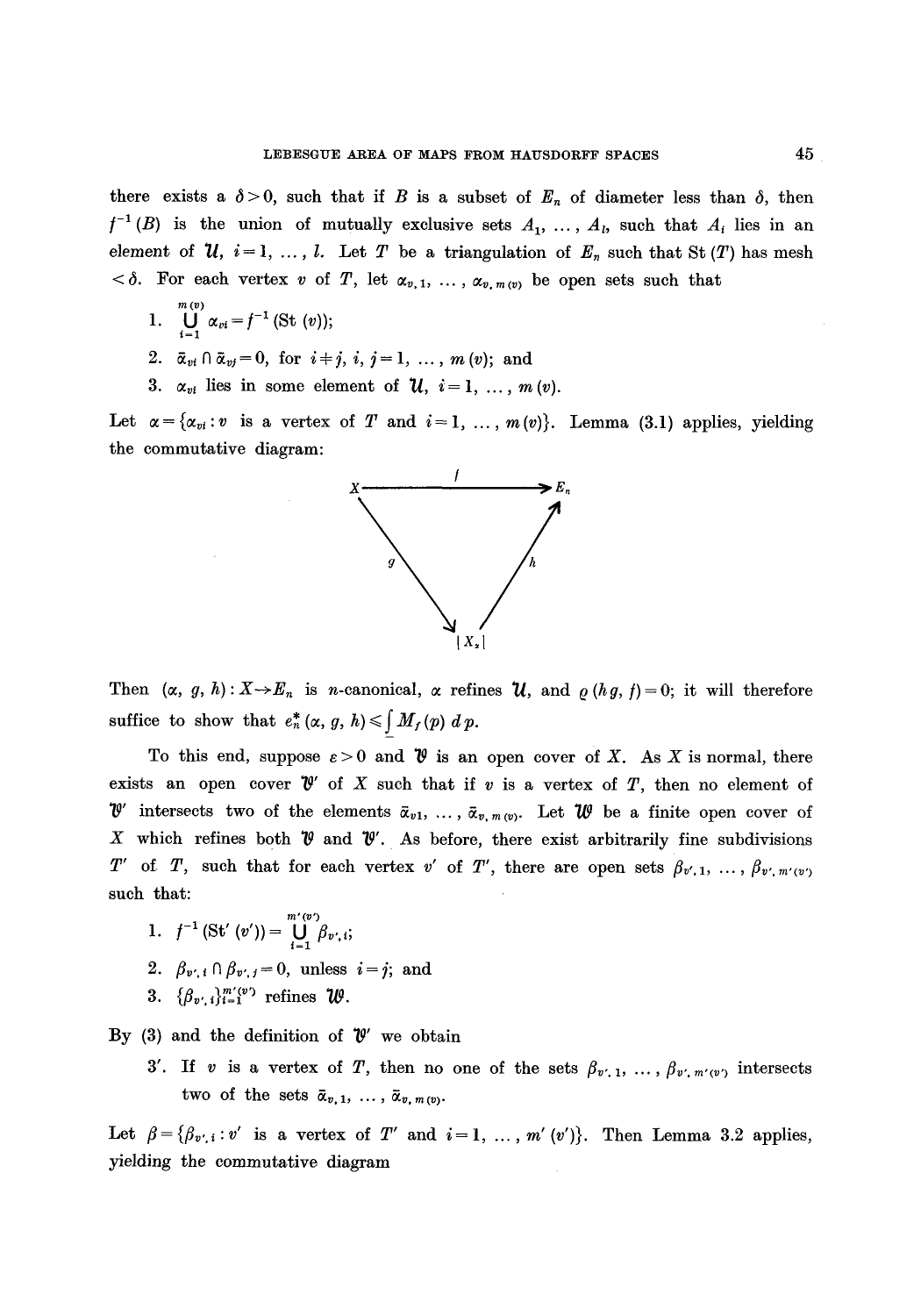there exists a $\delta > 0$, such that if $B$ is a subset of $E_n$ of diameter less than $\delta$, then $f^{-1}(B)$ is the union of mutually exclusive sets $A_1, \ldots, A_l$, such that $A_i$ lies in an element of $\mathcal{U}$, $i = 1, \ldots, l$. Let $T$ be a triangulation of $E_n$ such that St $(T)$ has mesh $< \delta$. For each vertex $v$ of $T$, let $\alpha_{v,1}, \ldots, \alpha_{v,m(v)}$ be open sets such that

1. $\bigcup_{i=1}^{m(v)} \alpha_{vi} = f^{-1}(\text{St}(v))$;
2. $\bar{\alpha}_{vi} \cap \bar{\alpha}_{vj} = 0$, for $i \neq j$, $i, j = 1, \ldots, m(v)$; and
3. $\alpha_{vi}$ lies in some element of $\mathcal{U}$, $i = 1, \ldots, m(v)$.

Let $\alpha = \{\alpha_{vi} : v \text{ is a vertex of } T \text{ and } i = 1, \ldots, m(v)\}$. Lemma (3.1) applies, yielding the commutative diagram:

$$\begin{array}{ccc} X & \xrightarrow{\quad f \quad} & E_n \\ & {\scriptstyle g}\searrow \quad \nearrow{\scriptstyle h} & \\ & |X_\alpha| & \end{array}$$

Then $(\alpha, g, h) : X \to E_n$ is $n$-canonical, $\alpha$ refines $\mathcal{U}$, and $\varrho(hg, f) = 0$; it will therefore suffice to show that $e_n^*(\alpha, g, h) \leqslant \underline{\int} M_f(p)\, dp$.

To this end, suppose $\varepsilon > 0$ and $\mathcal{V}$ is an open cover of $X$. As $X$ is normal, there exists an open cover $\mathcal{V}'$ of $X$ such that if $v$ is a vertex of $T$, then no element of $\mathcal{V}'$ intersects two of the elements $\bar{\alpha}_{v1}, \ldots, \bar{\alpha}_{v,m(v)}$. Let $\mathcal{W}$ be a finite open cover of $X$ which refines both $\mathcal{V}$ and $\mathcal{V}'$. As before, there exist arbitrarily fine subdivisions $T'$ of $T$, such that for each vertex $v'$ of $T'$, there are open sets $\beta_{v',1}, \ldots, \beta_{v',m'(v')}$ such that:

1. $f^{-1}(\text{St}'(v')) = \bigcup_{i=1}^{m'(v')} \beta_{v',i}$;
2. $\beta_{v',i} \cap \beta_{v',j} = 0$, unless $i = j$; and
3. $\{\beta_{v',i}\}_{i=1}^{m'(v')}$ refines $\mathcal{W}$.

By (3) and the definition of $\mathcal{V}'$ we obtain

3'. If $v$ is a vertex of $T$, then no one of the sets $\beta_{v',1}, \ldots, \beta_{v',m'(v')}$ intersects two of the sets $\bar{\alpha}_{v,1}, \ldots, \bar{\alpha}_{v,m(v)}$.

Let $\beta = \{\beta_{v',i} : v' \text{ is a vertex of } T' \text{ and } i = 1, \ldots, m'(v')\}$. Then Lemma 3.2 applies, yielding the commutative diagram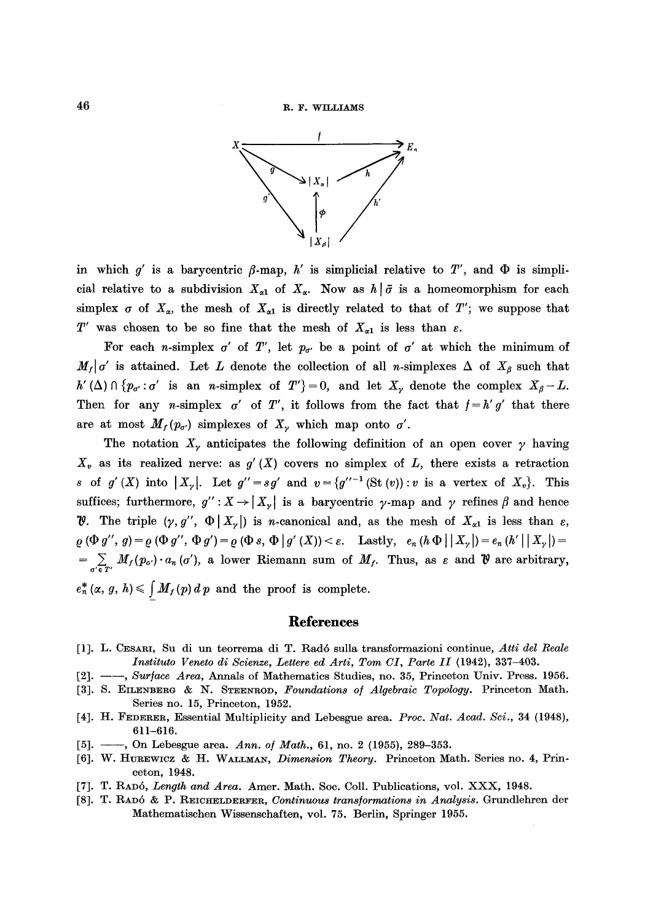$X$ $f$ $E_n$

$g$ $|X_\alpha|$ $h$

$g'$ $\Phi$ $h'$

$|X_\beta|$

in which $g'$ is a barycentric $\beta$-map, $h'$ is simplicial relative to $T'$, and $\Phi$ is simplicial relative to a subdivision $X_{\alpha 1}$ of $X_\alpha$. Now as $h\,|\,\bar{\sigma}$ is a homeomorphism for each simplex $\sigma$ of $X_\alpha$, the mesh of $X_{\alpha 1}$ is directly related to that of $T'$; we suppose that $T'$ was chosen to be so fine that the mesh of $X_{\alpha 1}$ is less than $\varepsilon$.

For each $n$-simplex $\sigma'$ of $T'$, let $p_{\sigma'}$ be a point of $\sigma'$ at which the minimum of $M_f\,|\,\sigma'$ is attained. Let $L$ denote the collection of all $n$-simplexes $\Delta$ of $X_\beta$ such that $h'(\Delta) \cap \{p_{\sigma'} : \sigma' \text{ is an } n\text{-simplex of } T'\} = 0$, and let $X_\gamma$ denote the complex $X_\beta - L$. Then for any $n$-simplex $\sigma'$ of $T'$, it follows from the fact that $f = h'g'$ that there are at most $M_f(p_{\sigma'})$ simplexes of $X_\gamma$ which map onto $\sigma'$.

The notation $X_\gamma$ anticipates the following definition of an open cover $\gamma$ having $X_v$ as its realized nerve: as $g'(X)$ covers no simplex of $L$, there exists a retraction $s$ of $g'(X)$ into $|X_\gamma|$. Let $g'' = sg'$ and $v = \{g''^{-1}(\mathrm{St}\,(v)) : v \text{ is a vertex of } X_v\}$. This suffices; furthermore, $g'' : X \to |X_\gamma|$ is a barycentric $\gamma$-map and $\gamma$ refines $\beta$ and hence $\mathfrak{V}$. The triple $(\gamma, g'', \Phi\,|\,X_\gamma|)$ is $n$-canonical and, as the mesh of $X_{\alpha 1}$ is less than $\varepsilon$, $\varrho(\Phi g'', g) = \varrho(\Phi g'', \Phi g') = \varrho(\Phi s, \Phi\,|\,g'(X)) < \varepsilon$. Lastly, $e_n(h\Phi\,|\,|X_\gamma|) = e_n(h'\,|\,|X_\gamma|) = \sum_{\sigma' \in T'} M_f(p_{\sigma'}) \cdot a_n(\sigma')$, a lower Riemann sum of $M_f$. Thus, as $\varepsilon$ and $\mathfrak{V}$ are arbitrary, $e_n^*(\alpha, g, h) \leqslant \underline{\int} M_f(p)\,dp$ and the proof is complete.

## References

[1]. L. Cesari, Su di un teorrema di T. Radó sulla transformazioni continue, *Atti del Reale Instituto Veneto di Scienze, Lettere ed Arti, Tom CI, Parte II* (1942), 337–403.

[2]. ——, *Surface Area*, Annals of Mathematics Studies, no. 35, Princeton Univ. Press. 1956.

[3]. S. Eilenberg & N. Steenrod, *Foundations of Algebraic Topology*. Princeton Math. Series no. 15, Princeton, 1952.

[4]. H. Federer, Essential Multiplicity and Lebesgue area. *Proc. Nat. Acad. Sci.*, 34 (1948), 611–616.

[5]. ——, On Lebesgue area. *Ann. of Math.*, 61, no. 2 (1955), 289–353.

[6]. W. Hurewicz & H. Wallman, *Dimension Theory*. Princeton Math. Series no. 4, Princeton, 1948.

[7]. T. Radó, *Length and Area*. Amer. Math. Soc. Coll. Publications, vol. XXX, 1948.

[8]. T. Radó & P. Reichelderfer, *Continuous transformations in Analysis*. Grundlehren der Mathematischen Wissenschaften, vol. 75. Berlin, Springer 1955.